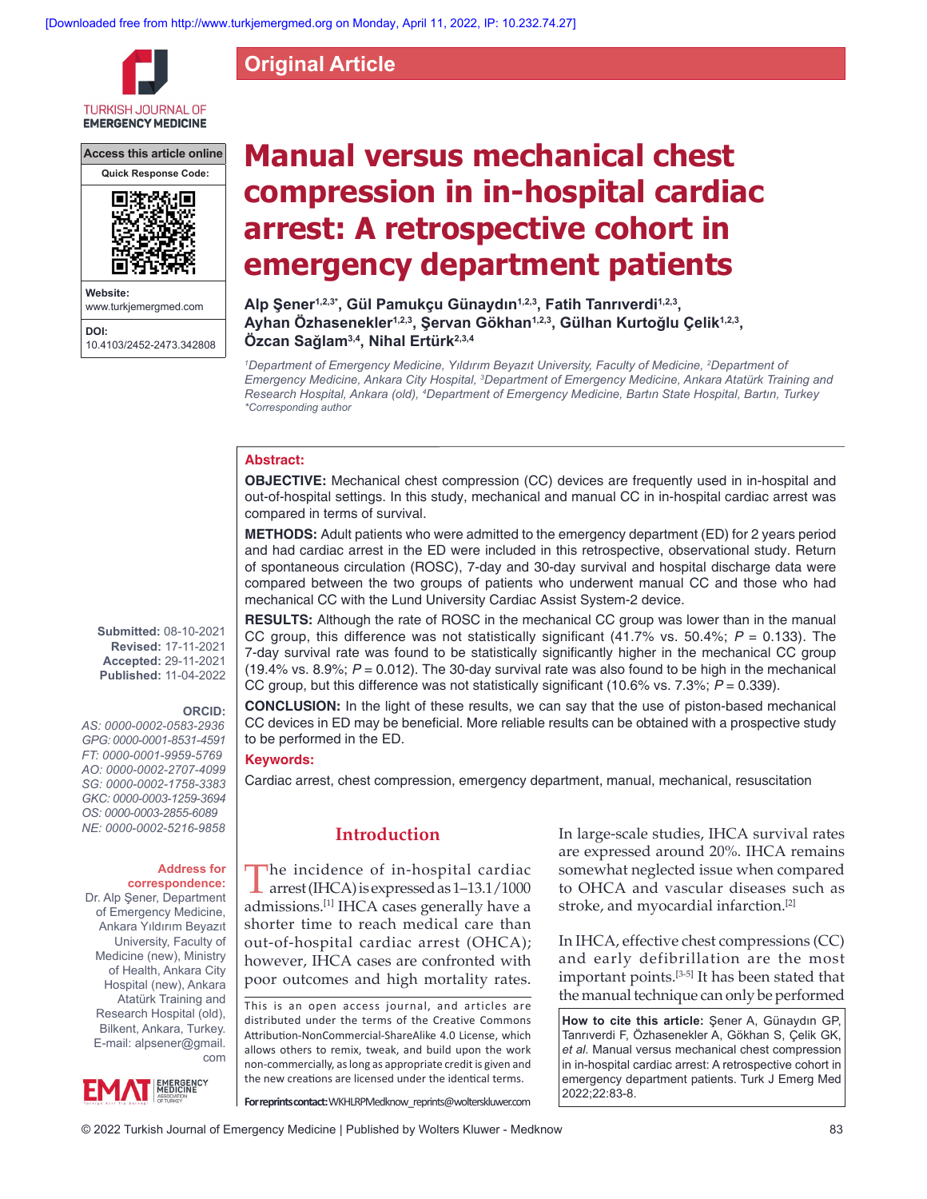Original Article

# Manual versus mechanical chest compression in in-hospital cardiac arrest: A retrospective cohort in emergency department patients

**Alp Şener[1,2,3*], Gül Pamukçu Günaydın[1,2,3], Fatih Tanrıverdi[1,2,3], Ayhan Özhasenekler[1,2,3], Şervan Gökhan[1,2,3], Gülhan Kurtoğlu Çelik[1,2,3], Özcan Sağlam[3,4], Nihal Ertürk[2,3,4]**

*[1]Department of Emergency Medicine, Yıldırım Beyazıt University, Faculty of Medicine, [2]Department of Emergency Medicine, Ankara City Hospital, [3]Department of Emergency Medicine, Ankara Atatürk Training and Research Hospital, Ankara (old), [4]Department of Emergency Medicine, Bartın State Hospital, Bartın, Turkey*
*\*Corresponding author*

Access this article online
Website: www.turkjemergmed.com
DOI: 10.4103/2452-2473.342808

**Submitted:** 08-10-2021
**Revised:** 17-11-2021
**Accepted:** 29-11-2021
**Published:** 11-04-2022

**ORCID:**
*AS: 0000-0002-0583-2936*
*GPG: 0000-0001-8531-4591*
*FT: 0000-0001-9959-5769*
*AO: 0000-0002-2707-4099*
*SG: 0000-0002-1758-3383*
*GKC: 0000-0003-1259-3694*
*OS: 0000-0003-2855-6089*
*NE: 0000-0002-5216-9858*

**Address for correspondence:**
Dr. Alp Şener, Department of Emergency Medicine, Ankara Yıldırım Beyazıt University, Faculty of Medicine (new), Ministry of Health, Ankara City Hospital (new), Ankara Atatürk Training and Research Hospital (old), Bilkent, Ankara, Turkey.
E-mail: alpsener@gmail.com

## Abstract:

**OBJECTIVE:** Mechanical chest compression (CC) devices are frequently used in in-hospital and out-of-hospital settings. In this study, mechanical and manual CC in in-hospital cardiac arrest was compared in terms of survival.

**METHODS:** Adult patients who were admitted to the emergency department (ED) for 2 years period and had cardiac arrest in the ED were included in this retrospective, observational study. Return of spontaneous circulation (ROSC), 7-day and 30-day survival and hospital discharge data were compared between the two groups of patients who underwent manual CC and those who had mechanical CC with the Lund University Cardiac Assist System-2 device.

**RESULTS:** Although the rate of ROSC in the mechanical CC group was lower than in the manual CC group, this difference was not statistically significant (41.7% vs. 50.4%; $P = 0.133$). The 7-day survival rate was found to be statistically significantly higher in the mechanical CC group (19.4% vs. 8.9%; $P = 0.012$). The 30-day survival rate was also found to be high in the mechanical CC group, but this difference was not statistically significant (10.6% vs. 7.3%; $P = 0.339$).

**CONCLUSION:** In the light of these results, we can say that the use of piston-based mechanical CC devices in ED may be beneficial. More reliable results can be obtained with a prospective study to be performed in the ED.

## Keywords:

Cardiac arrest, chest compression, emergency department, manual, mechanical, resuscitation

## Introduction

The incidence of in-hospital cardiac arrest (IHCA) is expressed as 1–13.1/1000 admissions.[1] IHCA cases generally have a shorter time to reach medical care than out-of-hospital cardiac arrest (OHCA); however, IHCA cases are confronted with poor outcomes and high mortality rates. In large-scale studies, IHCA survival rates are expressed around 20%. IHCA remains somewhat neglected issue when compared to OHCA and vascular diseases such as stroke, and myocardial infarction.[2]

In IHCA, effective chest compressions (CC) and early defibrillation are the most important points.[3-5] It has been stated that the manual technique can only be performed

This is an open access journal, and articles are distributed under the terms of the Creative Commons Attribution-NonCommercial-ShareAlike 4.0 License, which allows others to remix, tweak, and build upon the work non-commercially, as long as appropriate credit is given and the new creations are licensed under the identical terms.

**For reprints contact:** WKHLRPMedknow_reprints@wolterskluwer.com

**How to cite this article:** Şener A, Günaydın GP, Tanrıverdi F, Özhasenekler A, Gökhan S, Çelik GK, *et al.* Manual versus mechanical chest compression in in-hospital cardiac arrest: A retrospective cohort in emergency department patients. Turk J Emerg Med 2022;22:83-8.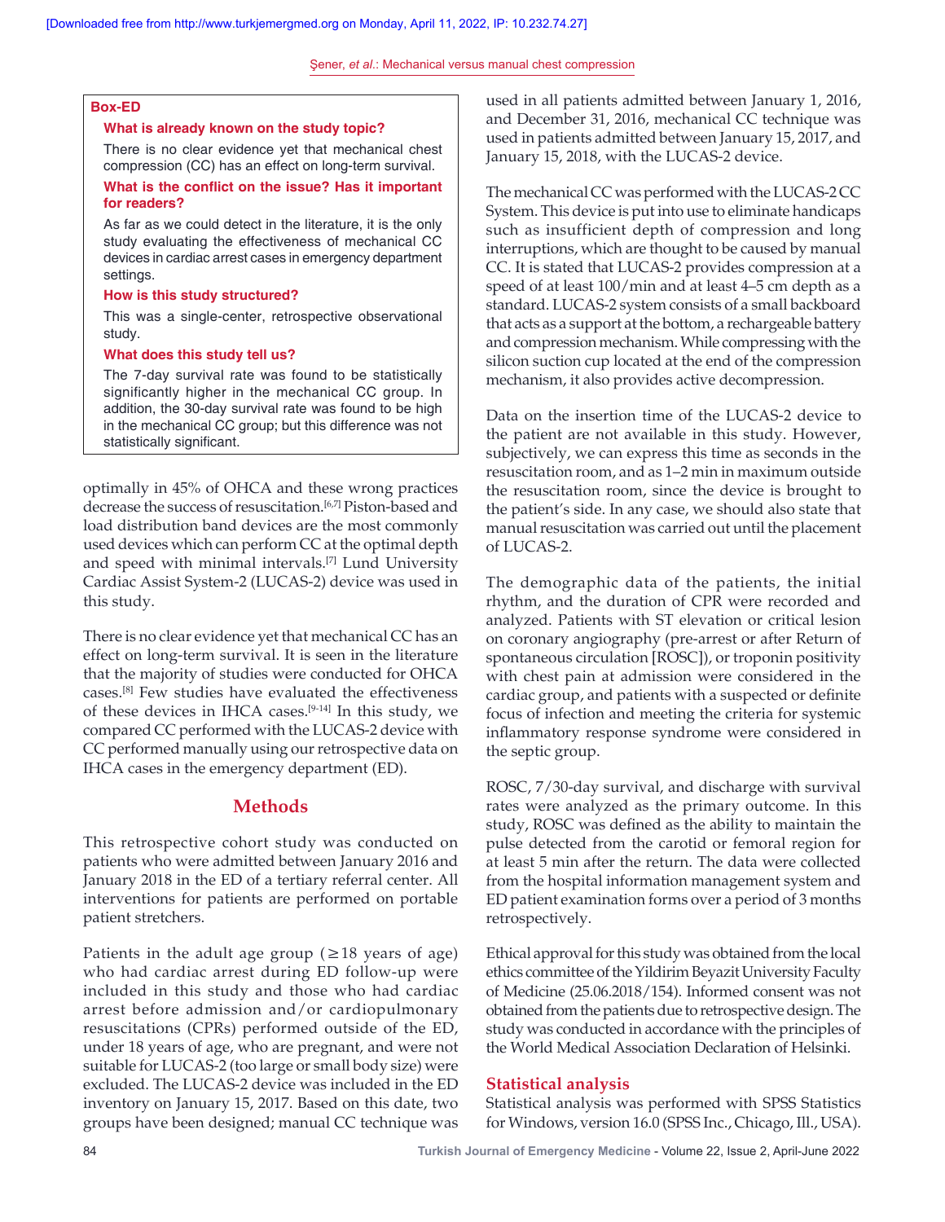**Box-ED**

**What is already known on the study topic?**

There is no clear evidence yet that mechanical chest compression (CC) has an effect on long-term survival.

**What is the conflict on the issue? Has it important for readers?**

As far as we could detect in the literature, it is the only study evaluating the effectiveness of mechanical CC devices in cardiac arrest cases in emergency department settings.

**How is this study structured?**

This was a single-center, retrospective observational study.

**What does this study tell us?**

The 7-day survival rate was found to be statistically significantly higher in the mechanical CC group. In addition, the 30-day survival rate was found to be high in the mechanical CC group; but this difference was not statistically significant.

optimally in 45% of OHCA and these wrong practices decrease the success of resuscitation.[6,7] Piston-based and load distribution band devices are the most commonly used devices which can perform CC at the optimal depth and speed with minimal intervals.[7] Lund University Cardiac Assist System-2 (LUCAS-2) device was used in this study.

There is no clear evidence yet that mechanical CC has an effect on long-term survival. It is seen in the literature that the majority of studies were conducted for OHCA cases.[8] Few studies have evaluated the effectiveness of these devices in IHCA cases.[9-14] In this study, we compared CC performed with the LUCAS-2 device with CC performed manually using our retrospective data on IHCA cases in the emergency department (ED).

## Methods

This retrospective cohort study was conducted on patients who were admitted between January 2016 and January 2018 in the ED of a tertiary referral center. All interventions for patients are performed on portable patient stretchers.

Patients in the adult age group (≥18 years of age) who had cardiac arrest during ED follow-up were included in this study and those who had cardiac arrest before admission and/or cardiopulmonary resuscitations (CPRs) performed outside of the ED, under 18 years of age, who are pregnant, and were not suitable for LUCAS-2 (too large or small body size) were excluded. The LUCAS-2 device was included in the ED inventory on January 15, 2017. Based on this date, two groups have been designed; manual CC technique was used in all patients admitted between January 1, 2016, and December 31, 2016, mechanical CC technique was used in patients admitted between January 15, 2017, and January 15, 2018, with the LUCAS-2 device.

The mechanical CC was performed with the LUCAS-2 CC System. This device is put into use to eliminate handicaps such as insufficient depth of compression and long interruptions, which are thought to be caused by manual CC. It is stated that LUCAS-2 provides compression at a speed of at least 100/min and at least 4–5 cm depth as a standard. LUCAS-2 system consists of a small backboard that acts as a support at the bottom, a rechargeable battery and compression mechanism. While compressing with the silicon suction cup located at the end of the compression mechanism, it also provides active decompression.

Data on the insertion time of the LUCAS-2 device to the patient are not available in this study. However, subjectively, we can express this time as seconds in the resuscitation room, and as 1–2 min in maximum outside the resuscitation room, since the device is brought to the patient's side. In any case, we should also state that manual resuscitation was carried out until the placement of LUCAS-2.

The demographic data of the patients, the initial rhythm, and the duration of CPR were recorded and analyzed. Patients with ST elevation or critical lesion on coronary angiography (pre-arrest or after Return of spontaneous circulation [ROSC]), or troponin positivity with chest pain at admission were considered in the cardiac group, and patients with a suspected or definite focus of infection and meeting the criteria for systemic inflammatory response syndrome were considered in the septic group.

ROSC, 7/30-day survival, and discharge with survival rates were analyzed as the primary outcome. In this study, ROSC was defined as the ability to maintain the pulse detected from the carotid or femoral region for at least 5 min after the return. The data were collected from the hospital information management system and ED patient examination forms over a period of 3 months retrospectively.

Ethical approval for this study was obtained from the local ethics committee of the Yildirim Beyazit University Faculty of Medicine (25.06.2018/154). Informed consent was not obtained from the patients due to retrospective design. The study was conducted in accordance with the principles of the World Medical Association Declaration of Helsinki.

### Statistical analysis

Statistical analysis was performed with SPSS Statistics for Windows, version 16.0 (SPSS Inc., Chicago, Ill., USA).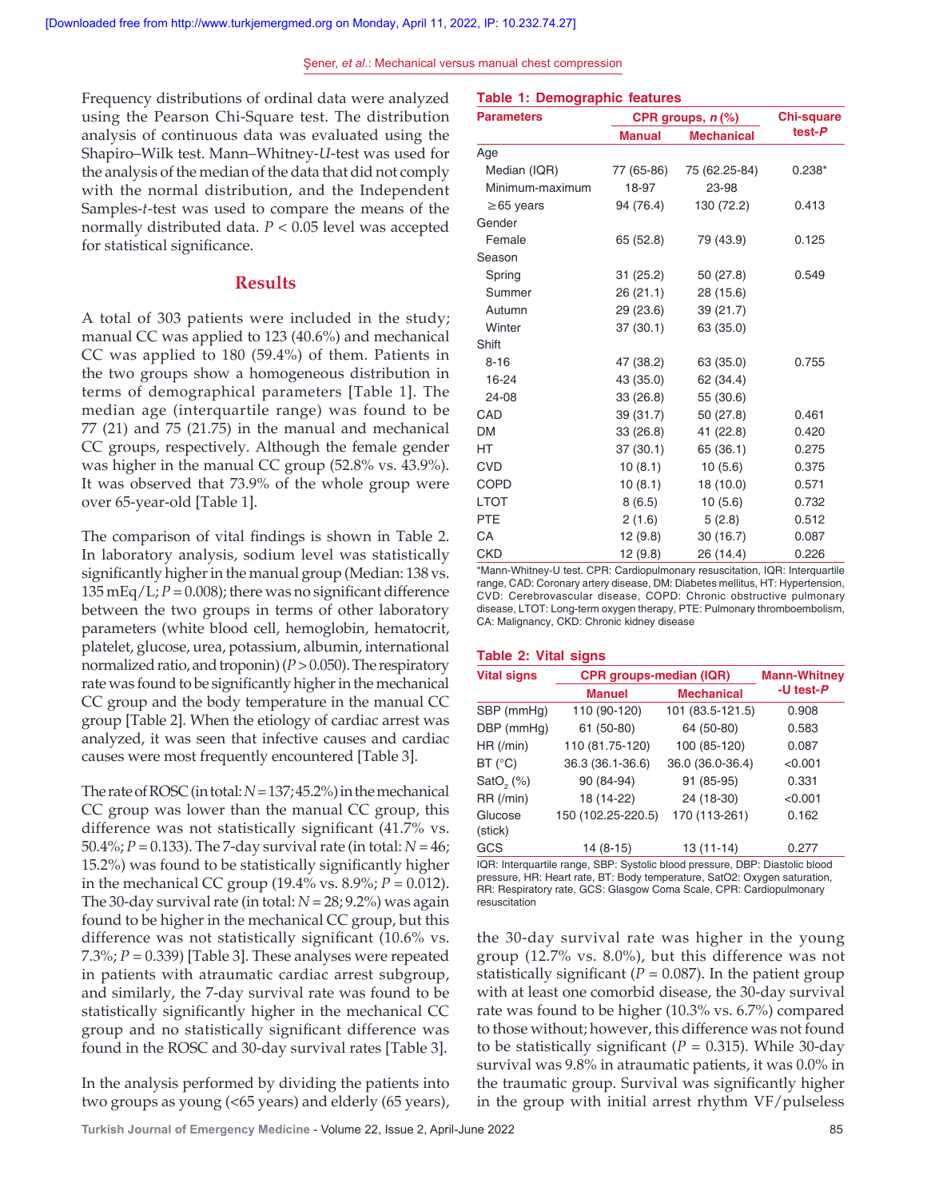Frequency distributions of ordinal data were analyzed using the Pearson Chi-Square test. The distribution analysis of continuous data was evaluated using the Shapiro–Wilk test. Mann–Whitney-*U*-test was used for the analysis of the median of the data that did not comply with the normal distribution, and the Independent Samples-*t*-test was used to compare the means of the normally distributed data. $P < 0.05$ level was accepted for statistical significance.

## Results

A total of 303 patients were included in the study; manual CC was applied to 123 (40.6%) and mechanical CC was applied to 180 (59.4%) of them. Patients in the two groups show a homogeneous distribution in terms of demographical parameters [Table 1]. The median age (interquartile range) was found to be 77 (21) and 75 (21.75) in the manual and mechanical CC groups, respectively. Although the female gender was higher in the manual CC group (52.8% vs. 43.9%). It was observed that 73.9% of the whole group were over 65-year-old [Table 1].

The comparison of vital findings is shown in Table 2. In laboratory analysis, sodium level was statistically significantly higher in the manual group (Median: 138 vs. 135 mEq/L; $P = 0.008$); there was no significant difference between the two groups in terms of other laboratory parameters (white blood cell, hemoglobin, hematocrit, platelet, glucose, urea, potassium, albumin, international normalized ratio, and troponin) ($P > 0.050$). The respiratory rate was found to be significantly higher in the mechanical CC group and the body temperature in the manual CC group [Table 2]. When the etiology of cardiac arrest was analyzed, it was seen that infective causes and cardiac causes were most frequently encountered [Table 3].

The rate of ROSC (in total: $N = 137$; 45.2%) in the mechanical CC group was lower than the manual CC group, this difference was not statistically significant (41.7% vs. 50.4%; $P = 0.133$). The 7-day survival rate (in total: $N = 46$; 15.2%) was found to be statistically significantly higher in the mechanical CC group (19.4% vs. 8.9%; $P = 0.012$). The 30-day survival rate (in total: $N = 28$; 9.2%) was again found to be higher in the mechanical CC group, but this difference was not statistically significant (10.6% vs. 7.3%; $P = 0.339$) [Table 3]. These analyses were repeated in patients with atraumatic cardiac arrest subgroup, and similarly, the 7-day survival rate was found to be statistically significantly higher in the mechanical CC group and no statistically significant difference was found in the ROSC and 30-day survival rates [Table 3].

In the analysis performed by dividing the patients into two groups as young (<65 years) and elderly (65 years), the 30-day survival rate was higher in the young group (12.7% vs. 8.0%), but this difference was not statistically significant ($P = 0.087$). In the patient group with at least one comorbid disease, the 30-day survival rate was found to be higher (10.3% vs. 6.7%) compared to those without; however, this difference was not found to be statistically significant ($P = 0.315$). While 30-day survival was 9.8% in atraumatic patients, it was 0.0% in the traumatic group. Survival was significantly higher in the group with initial arrest rhythm VF/pulseless

**Table 1: Demographic features**

| Parameters | CPR groups, *n* (%) | | Chi-square test-*P* |
|---|---|---|---|
| | Manual | Mechanical | |
| Age | | | |
| Median (IQR) | 77 (65-86) | 75 (62.25-84) | 0.238* |
| Minimum-maximum | 18-97 | 23-98 | |
| ≥65 years | 94 (76.4) | 130 (72.2) | 0.413 |
| Gender | | | |
| Female | 65 (52.8) | 79 (43.9) | 0.125 |
| Season | | | |
| Spring | 31 (25.2) | 50 (27.8) | 0.549 |
| Summer | 26 (21.1) | 28 (15.6) | |
| Autumn | 29 (23.6) | 39 (21.7) | |
| Winter | 37 (30.1) | 63 (35.0) | |
| Shift | | | |
| 8-16 | 47 (38.2) | 63 (35.0) | 0.755 |
| 16-24 | 43 (35.0) | 62 (34.4) | |
| 24-08 | 33 (26.8) | 55 (30.6) | |
| CAD | 39 (31.7) | 50 (27.8) | 0.461 |
| DM | 33 (26.8) | 41 (22.8) | 0.420 |
| HT | 37 (30.1) | 65 (36.1) | 0.275 |
| CVD | 10 (8.1) | 10 (5.6) | 0.375 |
| COPD | 10 (8.1) | 18 (10.0) | 0.571 |
| LTOT | 8 (6.5) | 10 (5.6) | 0.732 |
| PTE | 2 (1.6) | 5 (2.8) | 0.512 |
| CA | 12 (9.8) | 30 (16.7) | 0.087 |
| CKD | 12 (9.8) | 26 (14.4) | 0.226 |

*Mann-Whitney-U test. CPR: Cardiopulmonary resuscitation, IQR: Interquartile range, CAD: Coronary artery disease, DM: Diabetes mellitus, HT: Hypertension, CVD: Cerebrovascular disease, COPD: Chronic obstructive pulmonary disease, LTOT: Long-term oxygen therapy, PTE: Pulmonary thromboembolism, CA: Malignancy, CKD: Chronic kidney disease

**Table 2: Vital signs**

| Vital signs | CPR groups-median (IQR) | | Mann-Whitney -U test-*P* |
|---|---|---|---|
| | Manuel | Mechanical | |
| SBP (mmHg) | 110 (90-120) | 101 (83.5-121.5) | 0.908 |
| DBP (mmHg) | 61 (50-80) | 64 (50-80) | 0.583 |
| HR (/min) | 110 (81.75-120) | 100 (85-120) | 0.087 |
| BT (°C) | 36.3 (36.1-36.6) | 36.0 (36.0-36.4) | <0.001 |
| $SatO_2$ (%) | 90 (84-94) | 91 (85-95) | 0.331 |
| RR (/min) | 18 (14-22) | 24 (18-30) | <0.001 |
| Glucose (stick) | 150 (102.25-220.5) | 170 (113-261) | 0.162 |
| GCS | 14 (8-15) | 13 (11-14) | 0.277 |

IQR: Interquartile range, SBP: Systolic blood pressure, DBP: Diastolic blood pressure, HR: Heart rate, BT: Body temperature, SatO2: Oxygen saturation, RR: Respiratory rate, GCS: Glasgow Coma Scale, CPR: Cardiopulmonary resuscitation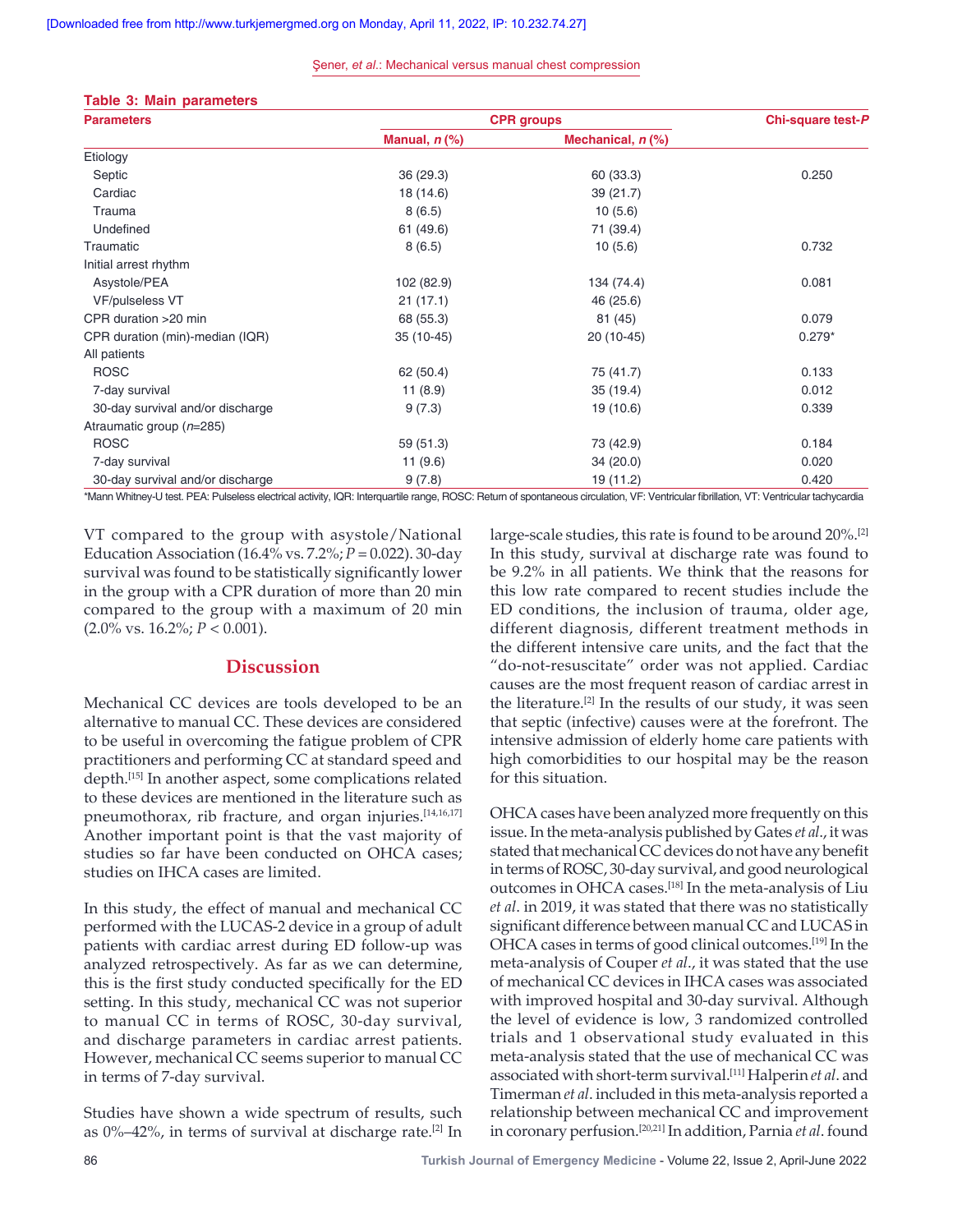**Table 3: Main parameters**

| Parameters | CPR groups | | Chi-square test-*P* |
|---|---|---|---|
| | Manual, *n* (%) | Mechanical, *n* (%) | |
| Etiology | | | |
| Septic | 36 (29.3) | 60 (33.3) | 0.250 |
| Cardiac | 18 (14.6) | 39 (21.7) | |
| Trauma | 8 (6.5) | 10 (5.6) | |
| Undefined | 61 (49.6) | 71 (39.4) | |
| Traumatic | 8 (6.5) | 10 (5.6) | 0.732 |
| Initial arrest rhythm | | | |
| Asystole/PEA | 102 (82.9) | 134 (74.4) | 0.081 |
| VF/pulseless VT | 21 (17.1) | 46 (25.6) | |
| CPR duration >20 min | 68 (55.3) | 81 (45) | 0.079 |
| CPR duration (min)-median (IQR) | 35 (10-45) | 20 (10-45) | 0.279* |
| All patients | | | |
| ROSC | 62 (50.4) | 75 (41.7) | 0.133 |
| 7-day survival | 11 (8.9) | 35 (19.4) | 0.012 |
| 30-day survival and/or discharge | 9 (7.3) | 19 (10.6) | 0.339 |
| Atraumatic group (*n*=285) | | | |
| ROSC | 59 (51.3) | 73 (42.9) | 0.184 |
| 7-day survival | 11 (9.6) | 34 (20.0) | 0.020 |
| 30-day survival and/or discharge | 9 (7.8) | 19 (11.2) | 0.420 |

*Mann Whitney-U test. PEA: Pulseless electrical activity, IQR: Interquartile range, ROSC: Return of spontaneous circulation, VF: Ventricular fibrillation, VT: Ventricular tachycardia

VT compared to the group with asystole/National Education Association (16.4% vs. 7.2%; $P = 0.022$). 30-day survival was found to be statistically significantly lower in the group with a CPR duration of more than 20 min compared to the group with a maximum of 20 min (2.0% vs. 16.2%; $P < 0.001$).

## Discussion

Mechanical CC devices are tools developed to be an alternative to manual CC. These devices are considered to be useful in overcoming the fatigue problem of CPR practitioners and performing CC at standard speed and depth.[15] In another aspect, some complications related to these devices are mentioned in the literature such as pneumothorax, rib fracture, and organ injuries.[14,16,17] Another important point is that the vast majority of studies so far have been conducted on OHCA cases; studies on IHCA cases are limited.

In this study, the effect of manual and mechanical CC performed with the LUCAS-2 device in a group of adult patients with cardiac arrest during ED follow-up was analyzed retrospectively. As far as we can determine, this is the first study conducted specifically for the ED setting. In this study, mechanical CC was not superior to manual CC in terms of ROSC, 30-day survival, and discharge parameters in cardiac arrest patients. However, mechanical CC seems superior to manual CC in terms of 7-day survival.

Studies have shown a wide spectrum of results, such as 0%–42%, in terms of survival at discharge rate.[2] In large-scale studies, this rate is found to be around 20%.[2] In this study, survival at discharge rate was found to be 9.2% in all patients. We think that the reasons for this low rate compared to recent studies include the ED conditions, the inclusion of trauma, older age, different diagnosis, different treatment methods in the different intensive care units, and the fact that the "do-not-resuscitate" order was not applied. Cardiac causes are the most frequent reason of cardiac arrest in the literature.[2] In the results of our study, it was seen that septic (infective) causes were at the forefront. The intensive admission of elderly home care patients with high comorbidities to our hospital may be the reason for this situation.

OHCA cases have been analyzed more frequently on this issue. In the meta-analysis published by Gates *et al*., it was stated that mechanical CC devices do not have any benefit in terms of ROSC, 30-day survival, and good neurological outcomes in OHCA cases.[18] In the meta-analysis of Liu *et al*. in 2019, it was stated that there was no statistically significant difference between manual CC and LUCAS in OHCA cases in terms of good clinical outcomes.[19] In the meta-analysis of Couper *et al*., it was stated that the use of mechanical CC devices in IHCA cases was associated with improved hospital and 30-day survival. Although the level of evidence is low, 3 randomized controlled trials and 1 observational study evaluated in this meta-analysis stated that the use of mechanical CC was associated with short-term survival.[11] Halperin *et al*. and Timerman *et al*. included in this meta-analysis reported a relationship between mechanical CC and improvement in coronary perfusion.[20,21] In addition, Parnia *et al*. found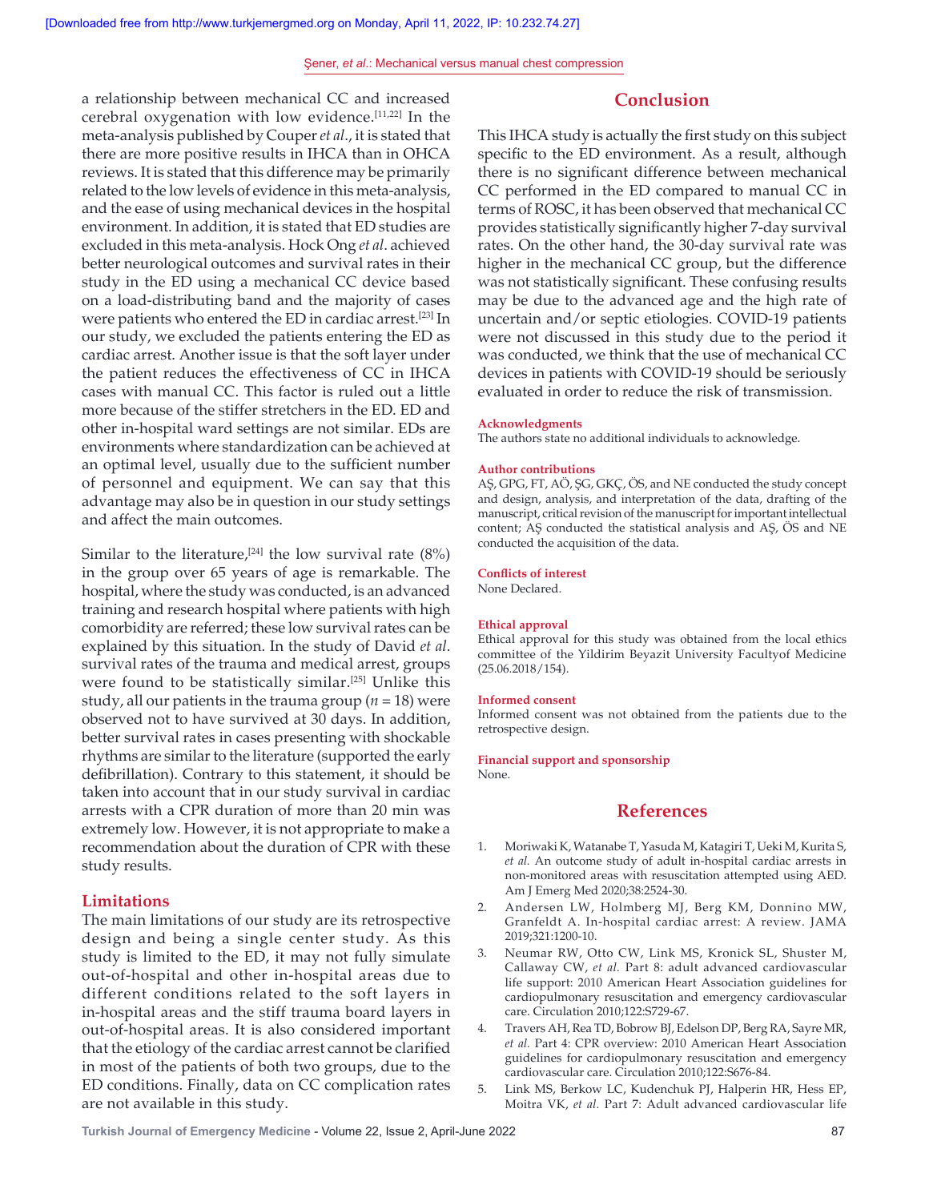a relationship between mechanical CC and increased cerebral oxygenation with low evidence.[11,22] In the meta-analysis published by Couper *et al*., it is stated that there are more positive results in IHCA than in OHCA reviews. It is stated that this difference may be primarily related to the low levels of evidence in this meta-analysis, and the ease of using mechanical devices in the hospital environment. In addition, it is stated that ED studies are excluded in this meta-analysis. Hock Ong *et al*. achieved better neurological outcomes and survival rates in their study in the ED using a mechanical CC device based on a load-distributing band and the majority of cases were patients who entered the ED in cardiac arrest.[23] In our study, we excluded the patients entering the ED as cardiac arrest. Another issue is that the soft layer under the patient reduces the effectiveness of CC in IHCA cases with manual CC. This factor is ruled out a little more because of the stiffer stretchers in the ED. ED and other in-hospital ward settings are not similar. EDs are environments where standardization can be achieved at an optimal level, usually due to the sufficient number of personnel and equipment. We can say that this advantage may also be in question in our study settings and affect the main outcomes.

Similar to the literature,[24] the low survival rate (8%) in the group over 65 years of age is remarkable. The hospital, where the study was conducted, is an advanced training and research hospital where patients with high comorbidity are referred; these low survival rates can be explained by this situation. In the study of David *et al*. survival rates of the trauma and medical arrest, groups were found to be statistically similar.[25] Unlike this study, all our patients in the trauma group ($n = 18$) were observed not to have survived at 30 days. In addition, better survival rates in cases presenting with shockable rhythms are similar to the literature (supported the early defibrillation). Contrary to this statement, it should be taken into account that in our study survival in cardiac arrests with a CPR duration of more than 20 min was extremely low. However, it is not appropriate to make a recommendation about the duration of CPR with these study results.

### Limitations

The main limitations of our study are its retrospective design and being a single center study. As this study is limited to the ED, it may not fully simulate out-of-hospital and other in-hospital areas due to different conditions related to the soft layers in in-hospital areas and the stiff trauma board layers in out-of-hospital areas. It is also considered important that the etiology of the cardiac arrest cannot be clarified in most of the patients of both two groups, due to the ED conditions. Finally, data on CC complication rates are not available in this study.

## Conclusion

This IHCA study is actually the first study on this subject specific to the ED environment. As a result, although there is no significant difference between mechanical CC performed in the ED compared to manual CC in terms of ROSC, it has been observed that mechanical CC provides statistically significantly higher 7-day survival rates. On the other hand, the 30-day survival rate was higher in the mechanical CC group, but the difference was not statistically significant. These confusing results may be due to the advanced age and the high rate of uncertain and/or septic etiologies. COVID-19 patients were not discussed in this study due to the period it was conducted, we think that the use of mechanical CC devices in patients with COVID-19 should be seriously evaluated in order to reduce the risk of transmission.

#### Acknowledgments

The authors state no additional individuals to acknowledge.

#### Author contributions

AŞ, GPG, FT, AÖ, ŞG, GKÇ, ÖS, and NE conducted the study concept and design, analysis, and interpretation of the data, drafting of the manuscript, critical revision of the manuscript for important intellectual content; AŞ conducted the statistical analysis and AŞ, ÖS and NE conducted the acquisition of the data.

#### Conflicts of interest

None Declared.

#### Ethical approval

Ethical approval for this study was obtained from the local ethics committee of the Yildirim Beyazit University Facultyof Medicine (25.06.2018/154).

#### Informed consent

Informed consent was not obtained from the patients due to the retrospective design.

#### Financial support and sponsorship

None.

## References

1. Moriwaki K, Watanabe T, Yasuda M, Katagiri T, Ueki M, Kurita S, *et al.* An outcome study of adult in-hospital cardiac arrests in non-monitored areas with resuscitation attempted using AED. Am J Emerg Med 2020;38:2524-30.
2. Andersen LW, Holmberg MJ, Berg KM, Donnino MW, Granfeldt A. In-hospital cardiac arrest: A review. JAMA 2019;321:1200-10.
3. Neumar RW, Otto CW, Link MS, Kronick SL, Shuster M, Callaway CW, *et al.* Part 8: adult advanced cardiovascular life support: 2010 American Heart Association guidelines for cardiopulmonary resuscitation and emergency cardiovascular care. Circulation 2010;122:S729-67.
4. Travers AH, Rea TD, Bobrow BJ, Edelson DP, Berg RA, Sayre MR, *et al.* Part 4: CPR overview: 2010 American Heart Association guidelines for cardiopulmonary resuscitation and emergency cardiovascular care. Circulation 2010;122:S676-84.
5. Link MS, Berkow LC, Kudenchuk PJ, Halperin HR, Hess EP, Moitra VK, *et al.* Part 7: Adult advanced cardiovascular life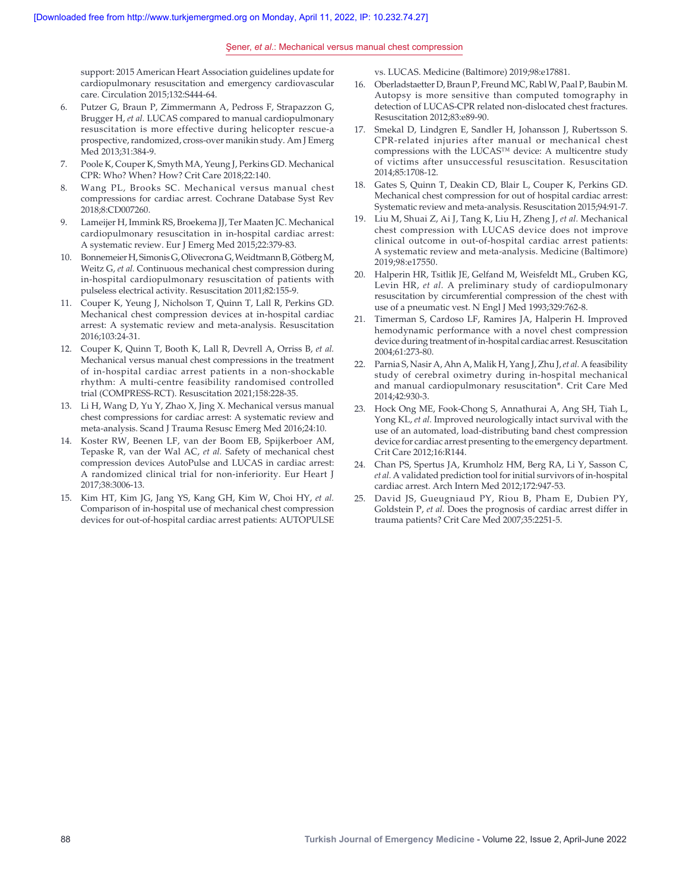support: 2015 American Heart Association guidelines update for cardiopulmonary resuscitation and emergency cardiovascular care. Circulation 2015;132:S444-64.

6. Putzer G, Braun P, Zimmermann A, Pedross F, Strapazzon G, Brugger H, *et al.* LUCAS compared to manual cardiopulmonary resuscitation is more effective during helicopter rescue-a prospective, randomized, cross-over manikin study. Am J Emerg Med 2013;31:384-9.
7. Poole K, Couper K, Smyth MA, Yeung J, Perkins GD. Mechanical CPR: Who? When? How? Crit Care 2018;22:140.
8. Wang PL, Brooks SC. Mechanical versus manual chest compressions for cardiac arrest. Cochrane Database Syst Rev 2018;8:CD007260.
9. Lameijer H, Immink RS, Broekema JJ, Ter Maaten JC. Mechanical cardiopulmonary resuscitation in in-hospital cardiac arrest: A systematic review. Eur J Emerg Med 2015;22:379-83.
10. Bonnemeier H, Simonis G, Olivecrona G, Weidtmann B, Götberg M, Weitz G, *et al.* Continuous mechanical chest compression during in-hospital cardiopulmonary resuscitation of patients with pulseless electrical activity. Resuscitation 2011;82:155-9.
11. Couper K, Yeung J, Nicholson T, Quinn T, Lall R, Perkins GD. Mechanical chest compression devices at in-hospital cardiac arrest: A systematic review and meta-analysis. Resuscitation 2016;103:24-31.
12. Couper K, Quinn T, Booth K, Lall R, Devrell A, Orriss B, *et al.* Mechanical versus manual chest compressions in the treatment of in-hospital cardiac arrest patients in a non-shockable rhythm: A multi-centre feasibility randomised controlled trial (COMPRESS-RCT). Resuscitation 2021;158:228-35.
13. Li H, Wang D, Yu Y, Zhao X, Jing X. Mechanical versus manual chest compressions for cardiac arrest: A systematic review and meta-analysis. Scand J Trauma Resusc Emerg Med 2016;24:10.
14. Koster RW, Beenen LF, van der Boom EB, Spijkerboer AM, Tepaske R, van der Wal AC, *et al.* Safety of mechanical chest compression devices AutoPulse and LUCAS in cardiac arrest: A randomized clinical trial for non-inferiority. Eur Heart J 2017;38:3006-13.
15. Kim HT, Kim JG, Jang YS, Kang GH, Kim W, Choi HY, *et al.* Comparison of in-hospital use of mechanical chest compression devices for out-of-hospital cardiac arrest patients: AUTOPULSE vs. LUCAS. Medicine (Baltimore) 2019;98:e17881.
16. Oberladstaetter D, Braun P, Freund MC, Rabl W, Paal P, Baubin M. Autopsy is more sensitive than computed tomography in detection of LUCAS-CPR related non-dislocated chest fractures. Resuscitation 2012;83:e89-90.
17. Smekal D, Lindgren E, Sandler H, Johansson J, Rubertsson S. CPR-related injuries after manual or mechanical chest compressions with the LUCAS™ device: A multicentre study of victims after unsuccessful resuscitation. Resuscitation 2014;85:1708-12.
18. Gates S, Quinn T, Deakin CD, Blair L, Couper K, Perkins GD. Mechanical chest compression for out of hospital cardiac arrest: Systematic review and meta-analysis. Resuscitation 2015;94:91-7.
19. Liu M, Shuai Z, Ai J, Tang K, Liu H, Zheng J, *et al.* Mechanical chest compression with LUCAS device does not improve clinical outcome in out-of-hospital cardiac arrest patients: A systematic review and meta-analysis. Medicine (Baltimore) 2019;98:e17550.
20. Halperin HR, Tsitlik JE, Gelfand M, Weisfeldt ML, Gruben KG, Levin HR, *et al.* A preliminary study of cardiopulmonary resuscitation by circumferential compression of the chest with use of a pneumatic vest. N Engl J Med 1993;329:762-8.
21. Timerman S, Cardoso LF, Ramires JA, Halperin H. Improved hemodynamic performance with a novel chest compression device during treatment of in-hospital cardiac arrest. Resuscitation 2004;61:273-80.
22. Parnia S, Nasir A, Ahn A, Malik H, Yang J, Zhu J, *et al.* A feasibility study of cerebral oximetry during in-hospital mechanical and manual cardiopulmonary resuscitation\*. Crit Care Med 2014;42:930-3.
23. Hock Ong ME, Fook-Chong S, Annathurai A, Ang SH, Tiah L, Yong KL, *et al.* Improved neurologically intact survival with the use of an automated, load-distributing band chest compression device for cardiac arrest presenting to the emergency department. Crit Care 2012;16:R144.
24. Chan PS, Spertus JA, Krumholz HM, Berg RA, Li Y, Sasson C, *et al.* A validated prediction tool for initial survivors of in-hospital cardiac arrest. Arch Intern Med 2012;172:947-53.
25. David JS, Gueugniaud PY, Riou B, Pham E, Dubien PY, Goldstein P, *et al.* Does the prognosis of cardiac arrest differ in trauma patients? Crit Care Med 2007;35:2251-5.